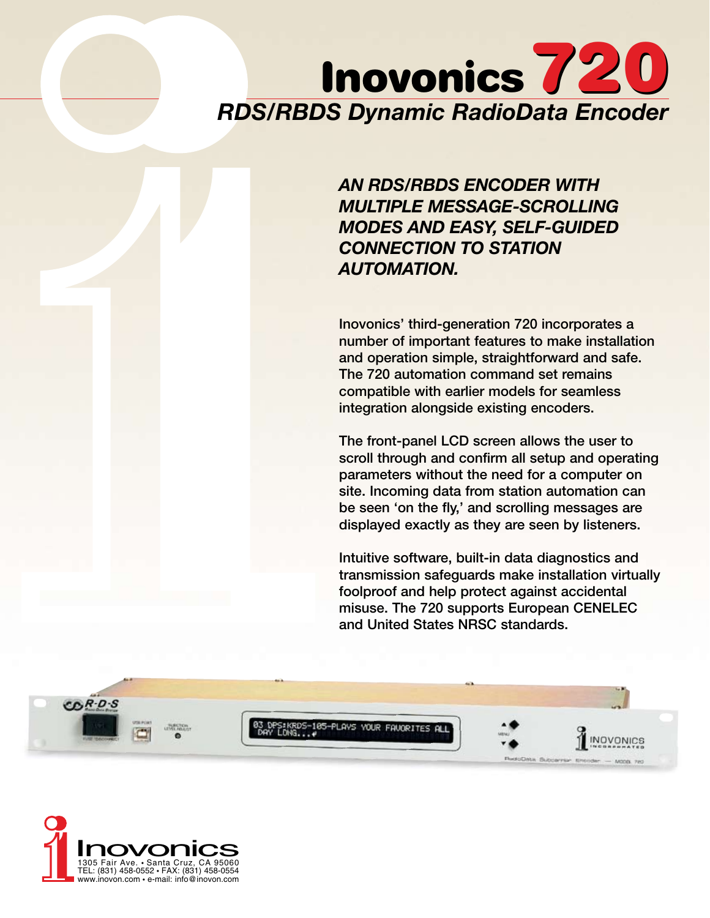# Inovonics 720

## RDS/RBDS Dynamic RadioData Encoder

***AN RDS/RBDS ENCODER WITH MULTIPLE MESSAGE-SCROLLING MODES AND EASY, SELF-GUIDED CONNECTION TO STATION AUTOMATION.***

**Inovonics' third-generation 720 incorporates a number of important features to make installation and operation simple, straightforward and safe. The 720 automation command set remains compatible with earlier models for seamless integration alongside existing encoders.**

**The front-panel LCD screen allows the user to scroll through and confirm all setup and operating parameters without the need for a computer on site. Incoming data from station automation can be seen 'on the fly,' and scrolling messages are displayed exactly as they are seen by listeners.**

**Intuitive software, built-in data diagnostics and transmission safeguards make installation virtually foolproof and help protect against accidental misuse. The 720 supports European CENELEC and United States NRSC standards.**

Inovonics
1305 Fair Ave. • Santa Cruz, CA 95060
TEL: (831) 458-0552 • FAX: (831) 458-0554
www.inovon.com • e-mail: info@inovon.com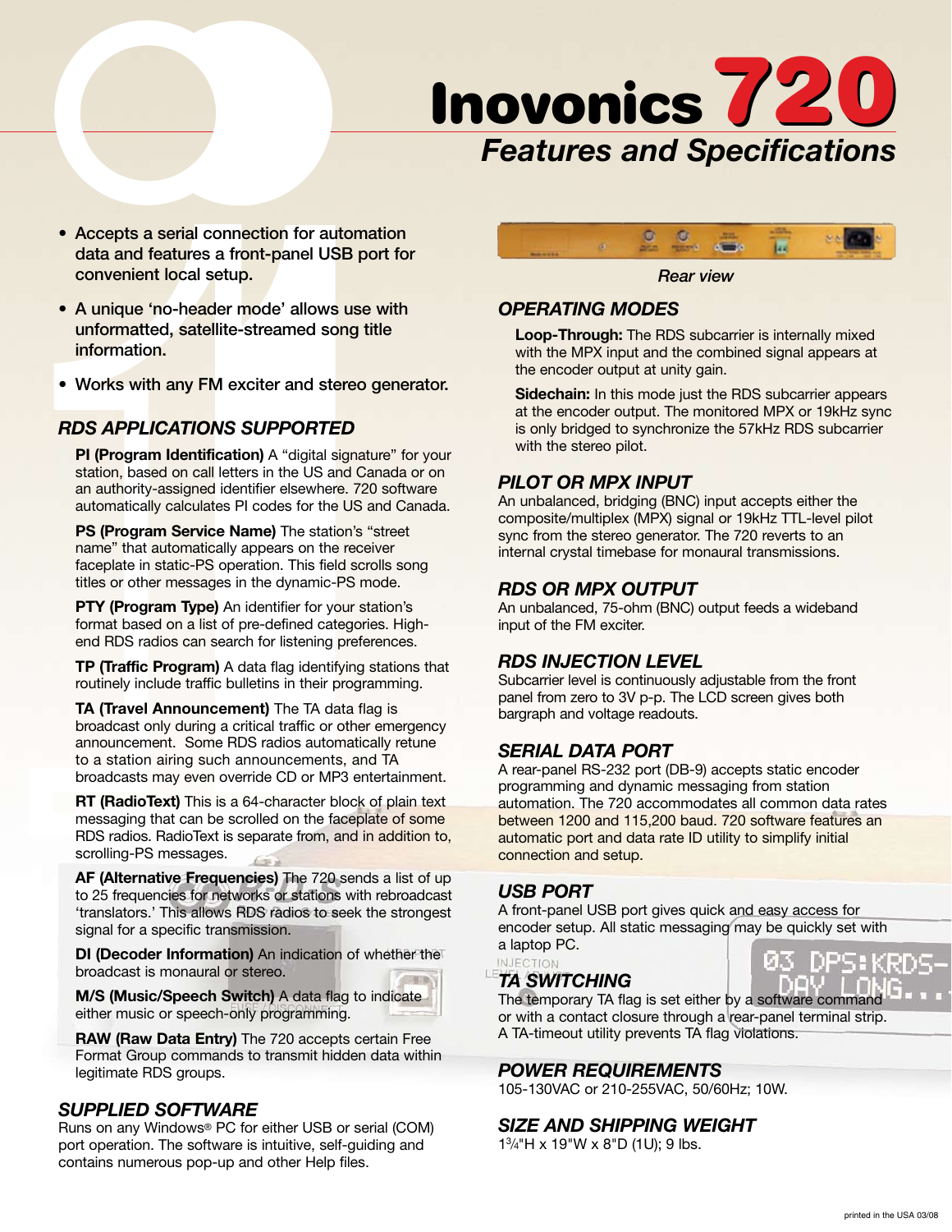# Inovonics 720

## *Features and Specifications*

- Accepts a serial connection for automation data and features a front-panel USB port for convenient local setup.
- A unique 'no-header mode' allows use with unformatted, satellite-streamed song title information.
- Works with any FM exciter and stereo generator.

### *RDS APPLICATIONS SUPPORTED*

**PI (Program Identification)** A "digital signature" for your station, based on call letters in the US and Canada or on an authority-assigned identifier elsewhere. 720 software automatically calculates PI codes for the US and Canada.

**PS (Program Service Name)** The station's "street name" that automatically appears on the receiver faceplate in static-PS operation. This field scrolls song titles or other messages in the dynamic-PS mode.

**PTY (Program Type)** An identifier for your station's format based on a list of pre-defined categories. High-end RDS radios can search for listening preferences.

**TP (Traffic Program)** A data flag identifying stations that routinely include traffic bulletins in their programming.

**TA (Travel Announcement)** The TA data flag is broadcast only during a critical traffic or other emergency announcement. Some RDS radios automatically retune to a station airing such announcements, and TA broadcasts may even override CD or MP3 entertainment.

**RT (RadioText)** This is a 64-character block of plain text messaging that can be scrolled on the faceplate of some RDS radios. RadioText is separate from, and in addition to, scrolling-PS messages.

**AF (Alternative Frequencies)** The 720 sends a list of up to 25 frequencies for networks or stations with rebroadcast 'translators.' This allows RDS radios to seek the strongest signal for a specific transmission.

**DI (Decoder Information)** An indication of whether the broadcast is monaural or stereo.

**M/S (Music/Speech Switch)** A data flag to indicate either music or speech-only programming.

**RAW (Raw Data Entry)** The 720 accepts certain Free Format Group commands to transmit hidden data within legitimate RDS groups.

### *SUPPLIED SOFTWARE*

Runs on any Windows® PC for either USB or serial (COM) port operation. The software is intuitive, self-guiding and contains numerous pop-up and other Help files.

*Rear view*

### *OPERATING MODES*

**Loop-Through:** The RDS subcarrier is internally mixed with the MPX input and the combined signal appears at the encoder output at unity gain.

**Sidechain:** In this mode just the RDS subcarrier appears at the encoder output. The monitored MPX or 19kHz sync is only bridged to synchronize the 57kHz RDS subcarrier with the stereo pilot.

### *PILOT OR MPX INPUT*

An unbalanced, bridging (BNC) input accepts either the composite/multiplex (MPX) signal or 19kHz TTL-level pilot sync from the stereo generator. The 720 reverts to an internal crystal timebase for monaural transmissions.

### *RDS OR MPX OUTPUT*

An unbalanced, 75-ohm (BNC) output feeds a wideband input of the FM exciter.

### *RDS INJECTION LEVEL*

Subcarrier level is continuously adjustable from the front panel from zero to 3V p-p. The LCD screen gives both bargraph and voltage readouts.

### *SERIAL DATA PORT*

A rear-panel RS-232 port (DB-9) accepts static encoder programming and dynamic messaging from station automation. The 720 accommodates all common data rates between 1200 and 115,200 baud. 720 software features an automatic port and data rate ID utility to simplify initial connection and setup.

### *USB PORT*

A front-panel USB port gives quick and easy access for encoder setup. All static messaging may be quickly set with a laptop PC.

### *TA SWITCHING*

The temporary TA flag is set either by a software command or with a contact closure through a rear-panel terminal strip. A TA-timeout utility prevents TA flag violations.

### *POWER REQUIREMENTS*

105-130VAC or 210-255VAC, 50/60Hz; 10W.

### *SIZE AND SHIPPING WEIGHT*

1¾"H x 19"W x 8"D (1U); 9 lbs.

printed in the USA 03/08